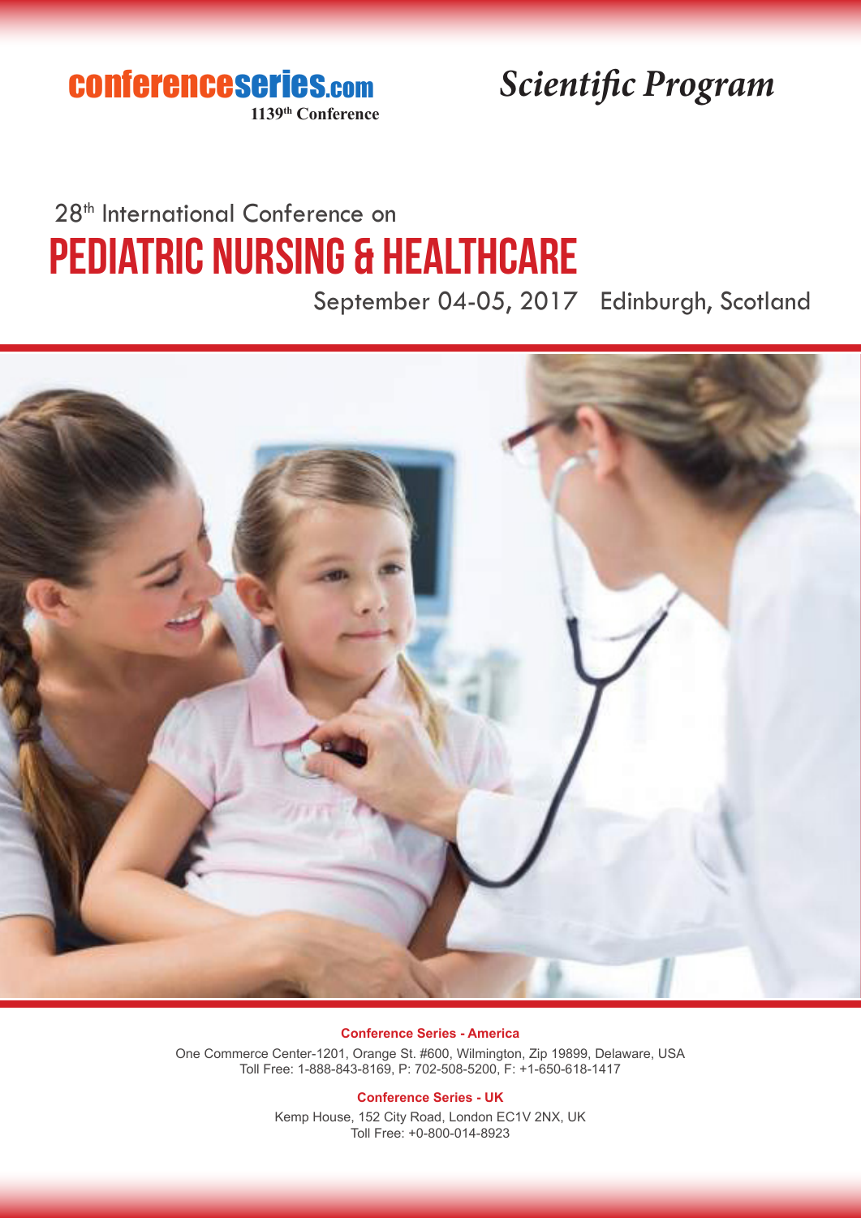conferenceseries.com

1139th Conference

*Scientific Program*

28th International Conference on

# Pediatric Nursing & Healthcare

September 04-05, 2017 Edinburgh, Scotland

**Conference Series - America**

One Commerce Center-1201, Orange St. #600, Wilmington, Zip 19899, Delaware, USA
Toll Free: 1-888-843-8169, P: 702-508-5200, F: +1-650-618-1417

**Conference Series - UK**

Kemp House, 152 City Road, London EC1V 2NX, UK
Toll Free: +0-800-014-8923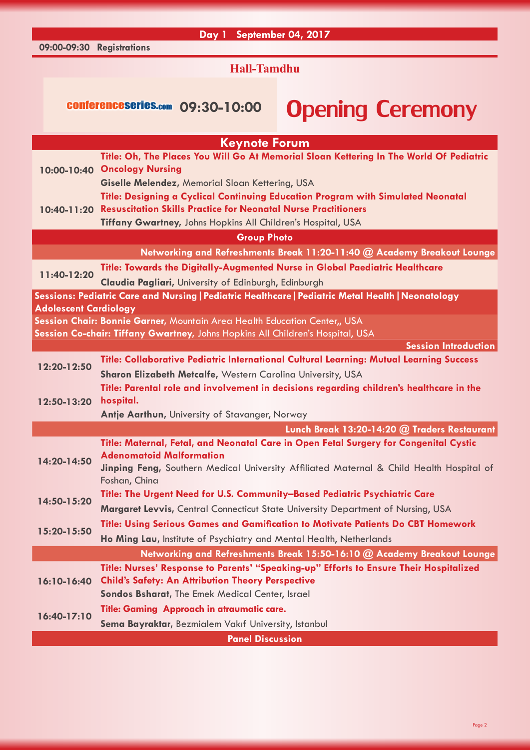## Day 1 September 04, 2017

**09:00-09:30 Registrations**

### Hall-Tamdhu

conferenceseries.com **09:30-10:00** **Opening Ceremony**

## Keynote Forum

**10:00-10:40** **Title: Oh, The Places You Will Go At Memorial Sloan Kettering In The World Of Pediatric Oncology Nursing**
**Giselle Melendez**, Memorial Sloan Kettering, USA

**10:40-11:20** **Title: Designing a Cyclical Continuing Education Program with Simulated Neonatal Resuscitation Skills Practice for Neonatal Nurse Practitioners**
**Tiffany Gwartney**, Johns Hopkins All Children's Hospital, USA

**Group Photo**

**Networking and Refreshments Break 11:20-11:40 @ Academy Breakout Lounge**

**11:40-12:20** **Title: Towards the Digitally-Augmented Nurse in Global Paediatric Healthcare**
**Claudia Pagliari**, University of Edinburgh, Edinburgh

**Sessions: Pediatric Care and Nursing | Pediatric Healthcare | Pediatric Metal Health | Neonatology Adolescent Cardiology**

**Session Chair: Bonnie Garner**, Mountain Area Health Education Center,, USA

**Session Co-chair: Tiffany Gwartney**, Johns Hopkins All Children's Hospital, USA

**Session Introduction**

**12:20-12:50** **Title: Collaborative Pediatric International Cultural Learning: Mutual Learning Success**
**Sharon Elizabeth Metcalfe**, Western Carolina University, USA

**12:50-13:20** **Title: Parental role and involvement in decisions regarding children's healthcare in the hospital.**
**Antje Aarthun**, University of Stavanger, Norway

**Lunch Break 13:20-14:20 @ Traders Restaurant**

**14:20-14:50** **Title: Maternal, Fetal, and Neonatal Care in Open Fetal Surgery for Congenital Cystic Adenomatoid Malformation**
**Jinping Feng**, Southern Medical University Affiliated Maternal & Child Health Hospital of Foshan, China

**14:50-15:20** **Title: The Urgent Need for U.S. Community–Based Pediatric Psychiatric Care**
**Margaret Levvis**, Central Connecticut State University Department of Nursing, USA

**15:20-15:50** **Title: Using Serious Games and Gamification to Motivate Patients Do CBT Homework**
**Ho Ming Lau**, Institute of Psychiatry and Mental Health, Netherlands

**Networking and Refreshments Break 15:50-16:10 @ Academy Breakout Lounge**

**16:10-16:40** **Title: Nurses' Response to Parents' "Speaking-up" Efforts to Ensure Their Hospitalized Child's Safety: An Attribution Theory Perspective**
**Sondos Bsharat**, The Emek Medical Center, Israel

**16:40-17:10** **Title: Gaming Approach in atraumatic care.**
**Sema Bayraktar**, Bezmialem Vakıf University, Istanbul

**Panel Discussion**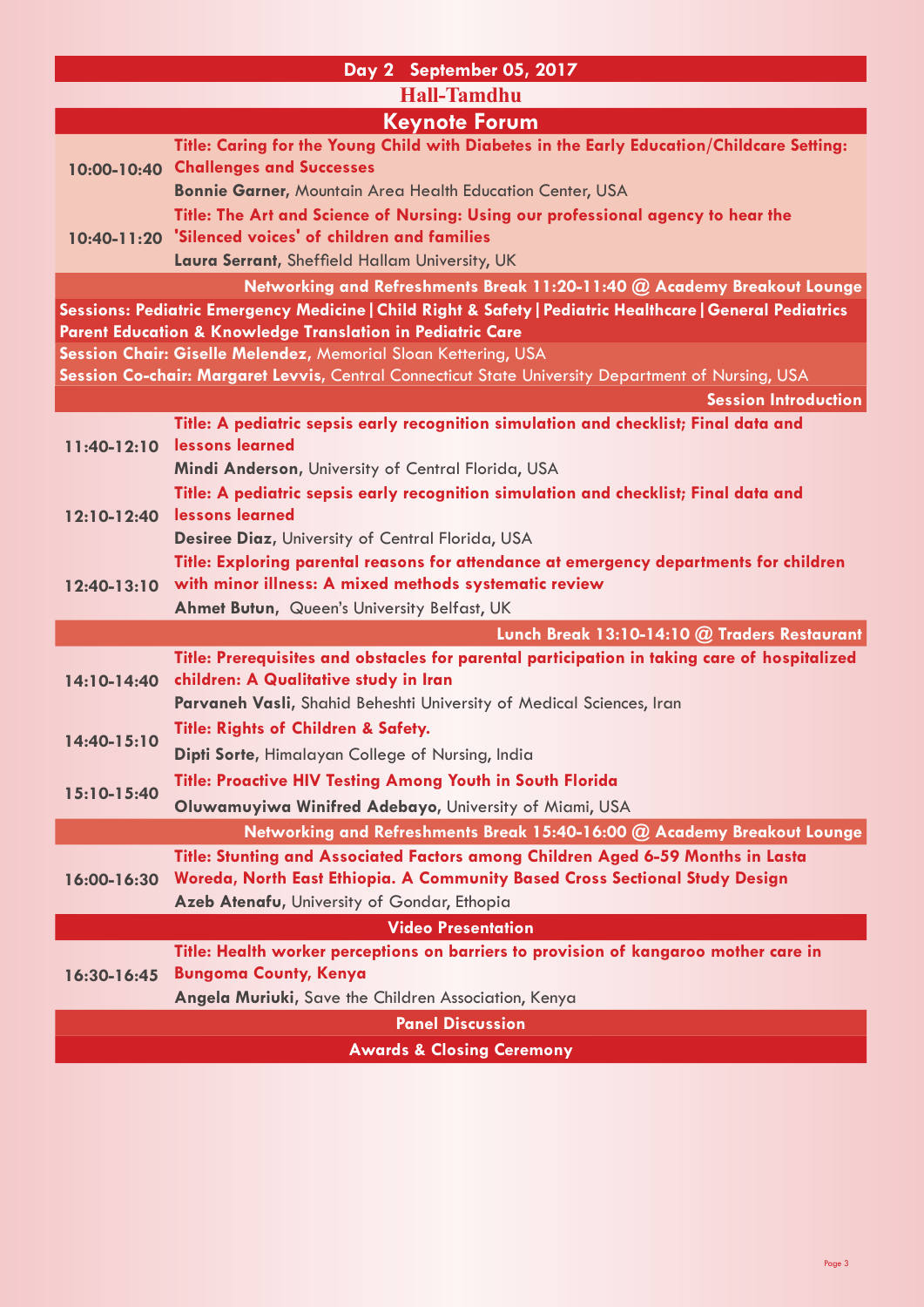## Day 2 September 05, 2017

### Hall-Tamdhu

### Keynote Forum

**10:00-10:40** **Title: Caring for the Young Child with Diabetes in the Early Education/Childcare Setting: Challenges and Successes**
**Bonnie Garner**, Mountain Area Health Education Center, USA

**10:40-11:20** **Title: The Art and Science of Nursing: Using our professional agency to hear the 'Silenced voices' of children and families**
**Laura Serrant**, Sheffield Hallam University, UK

**Networking and Refreshments Break 11:20-11:40 @ Academy Breakout Lounge**

**Sessions: Pediatric Emergency Medicine | Child Right & Safety | Pediatric Healthcare | General Pediatrics Parent Education & Knowledge Translation in Pediatric Care**

**Session Chair: Giselle Melendez**, Memorial Sloan Kettering, USA

**Session Co-chair: Margaret Levvis**, Central Connecticut State University Department of Nursing, USA

**Session Introduction**

**11:40-12:10** **Title: A pediatric sepsis early recognition simulation and checklist; Final data and lessons learned**
**Mindi Anderson**, University of Central Florida, USA

**12:10-12:40** **Title: A pediatric sepsis early recognition simulation and checklist; Final data and lessons learned**
**Desiree Diaz**, University of Central Florida, USA

**12:40-13:10** **Title: Exploring parental reasons for attendance at emergency departments for children with minor illness: A mixed methods systematic review**
**Ahmet Butun**, Queen's University Belfast, UK

**Lunch Break 13:10-14:10 @ Traders Restaurant**

**14:10-14:40** **Title: Prerequisites and obstacles for parental participation in taking care of hospitalized children: A Qualitative study in Iran**
**Parvaneh Vasli**, Shahid Beheshti University of Medical Sciences, Iran

**14:40-15:10** **Title: Rights of Children & Safety.**
**Dipti Sorte**, Himalayan College of Nursing, India

**15:10-15:40** **Title: Proactive HIV Testing Among Youth in South Florida**
**Oluwamuyiwa Winifred Adebayo**, University of Miami, USA

**Networking and Refreshments Break 15:40-16:00 @ Academy Breakout Lounge**

**16:00-16:30** **Title: Stunting and Associated Factors among Children Aged 6-59 Months in Lasta Woreda, North East Ethiopia. A Community Based Cross Sectional Study Design**
**Azeb Atenafu**, University of Gondar, Ethopia

### Video Presentation

**16:30-16:45** **Title: Health worker perceptions on barriers to provision of kangaroo mother care in Bungoma County, Kenya**
**Angela Muriuki**, Save the Children Association, Kenya

### Panel Discussion

### Awards & Closing Ceremony